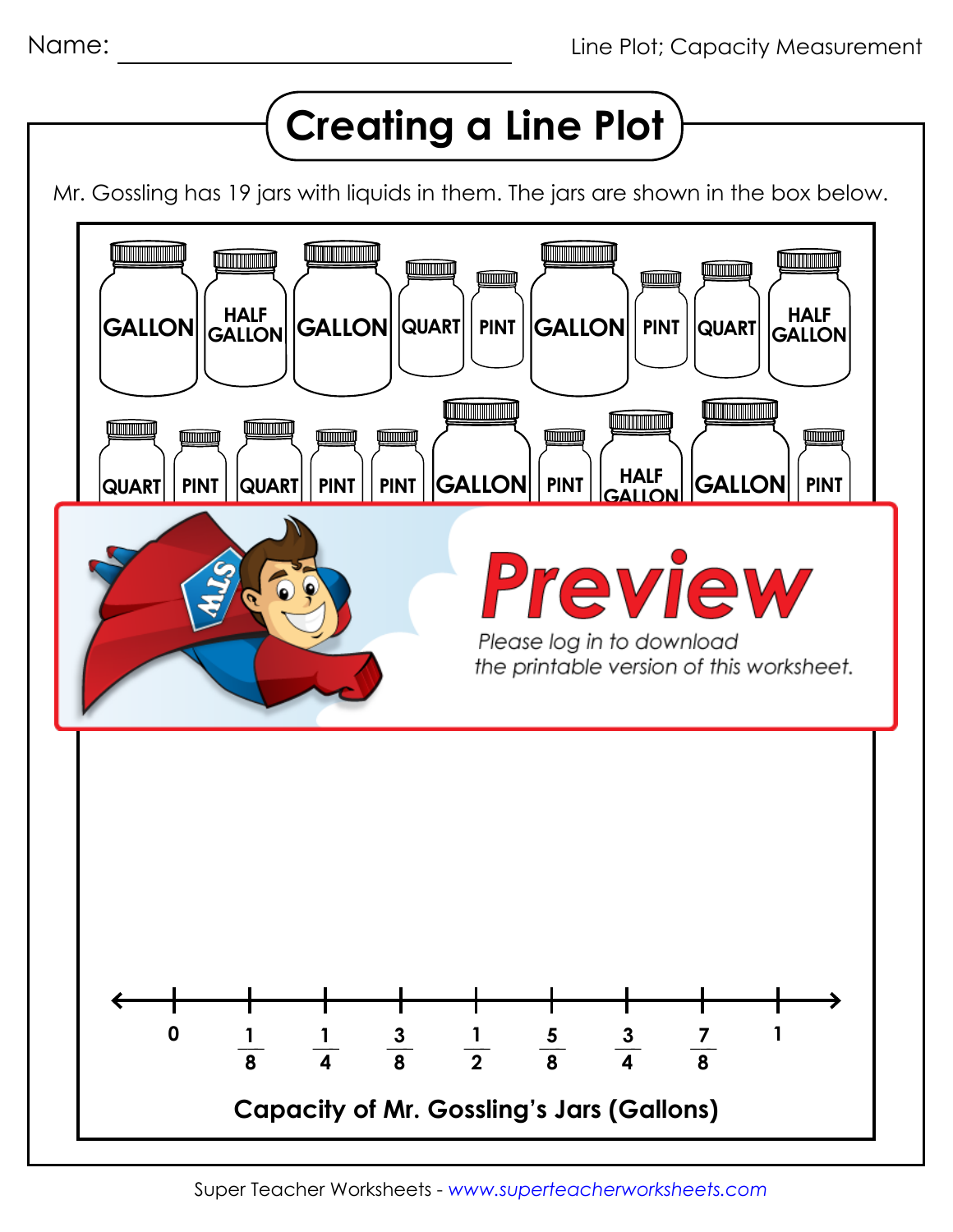# Creating a Line Plot

Mr. Gossling has 19 jars with liquids in them. The jars are shown in the box below.

GALLON, HALF GALLON, GALLON, QUART, PINT, GALLON, PINT, QUART, HALF GALLON

QUART, PINT, QUART, PINT, PINT, GALLON, PINT, HALF GALLON, GALLON, PINT

0 $\frac{1}{8}$ $\frac{1}{4}$ $\frac{3}{8}$ $\frac{1}{2}$ $\frac{5}{8}$ $\frac{3}{4}$ $\frac{7}{8}$ 1

**Capacity of Mr. Gossling's Jars (Gallons)**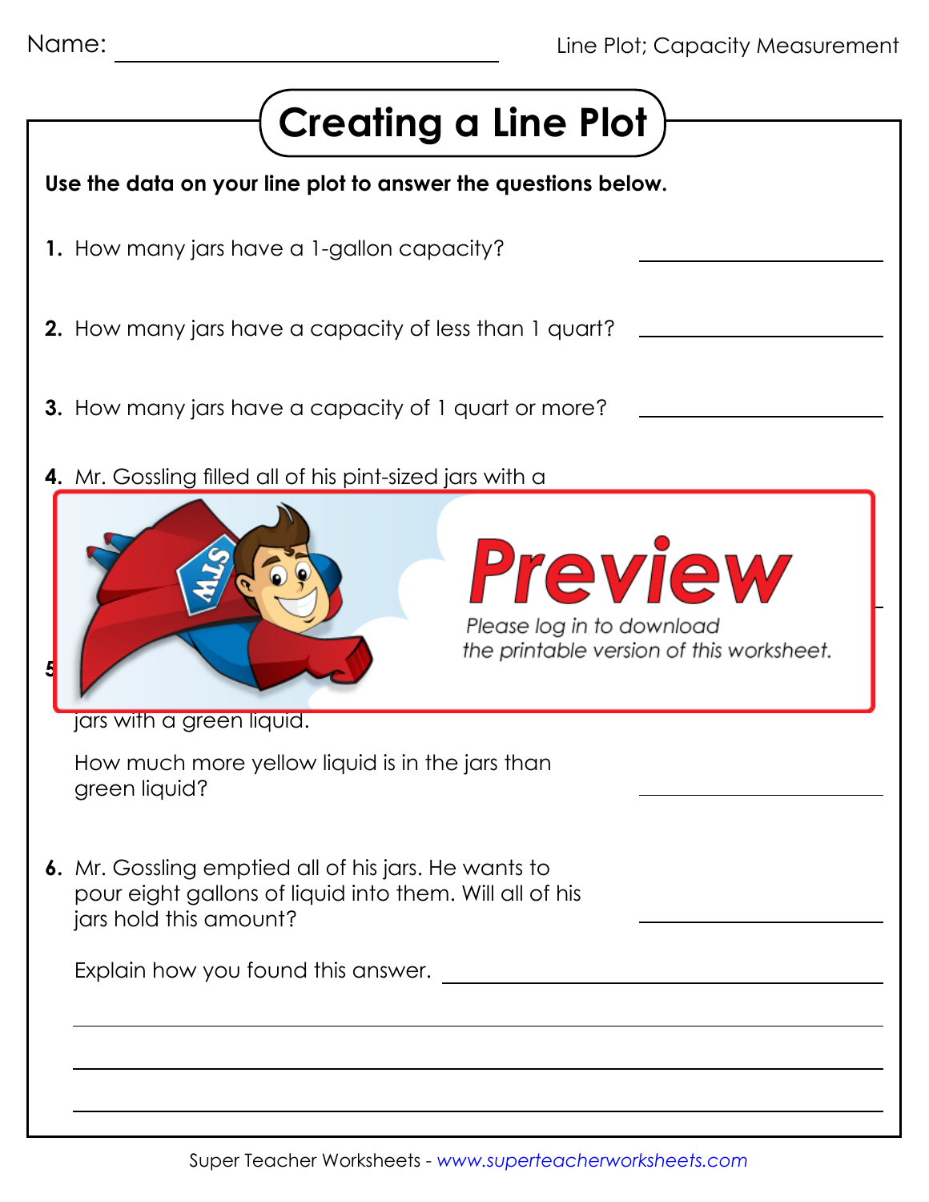Name: ______________________

# Creating a Line Plot

**Use the data on your line plot to answer the questions below.**

**1.** How many jars have a 1-gallon capacity? ______________

**2.** How many jars have a capacity of less than 1 quart? ______________

**3.** How many jars have a capacity of 1 quart or more? ______________

**4.** Mr. Gossling filled all of his pint-sized jars with a

Preview

*Please log in to download the printable version of this worksheet.*

**5.** ...

jars with a green liquid.

How much more yellow liquid is in the jars than green liquid? ______________

**6.** Mr. Gossling emptied all of his jars. He wants to pour eight gallons of liquid into them. Will all of his jars hold this amount? ______________

Explain how you found this answer. ______________________________

______________________________________________

______________________________________________

______________________________________________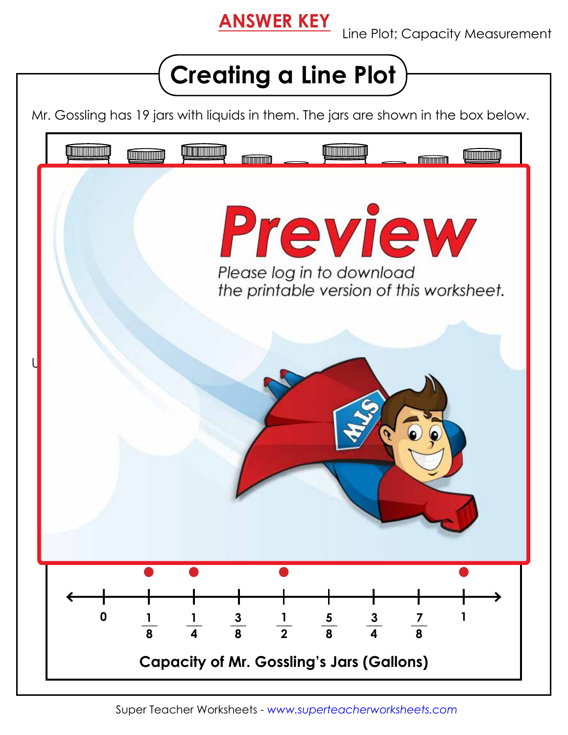ANSWER KEY

Line Plot; Capacity Measurement

# Creating a Line Plot

Mr. Gossling has 19 jars with liquids in them. The jars are shown in the box below.

Preview

Please log in to download the printable version of this worksheet.

0, $\frac{1}{8}$, $\frac{1}{4}$, $\frac{3}{8}$, $\frac{1}{2}$, $\frac{5}{8}$, $\frac{3}{4}$, $\frac{7}{8}$, 1

**Capacity of Mr. Gossling's Jars (Gallons)**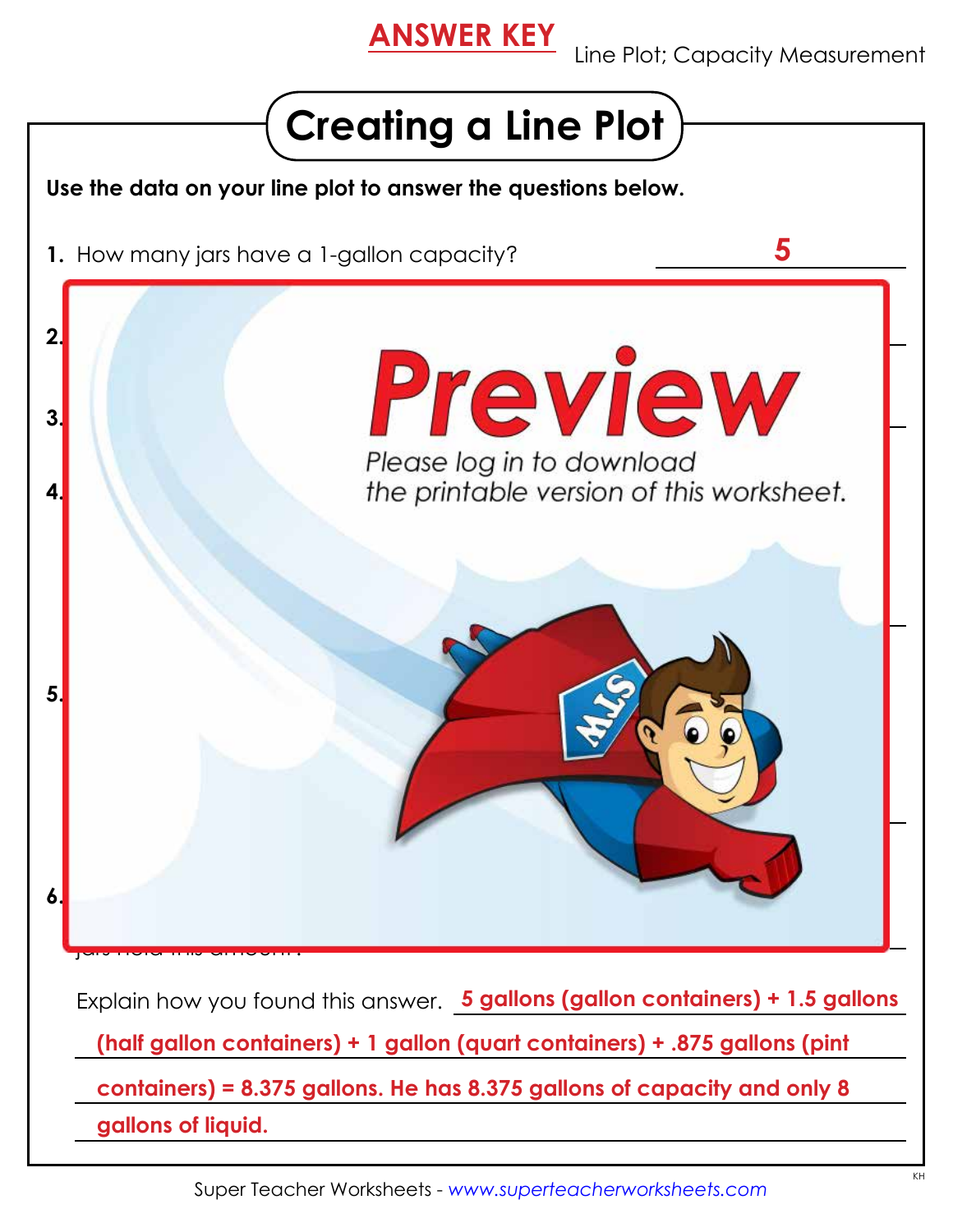**ANSWER KEY** Line Plot; Capacity Measurement

# Creating a Line Plot

**Use the data on your line plot to answer the questions below.**

1. How many jars have a 1-gallon capacity? **5**

2.

3.

4.

5.

6.

Explain how you found this answer. **5 gallons (gallon containers) + 1.5 gallons (half gallon containers) + 1 gallon (quart containers) + .875 gallons (pint containers) = 8.375 gallons. He has 8.375 gallons of capacity and only 8 gallons of liquid.**